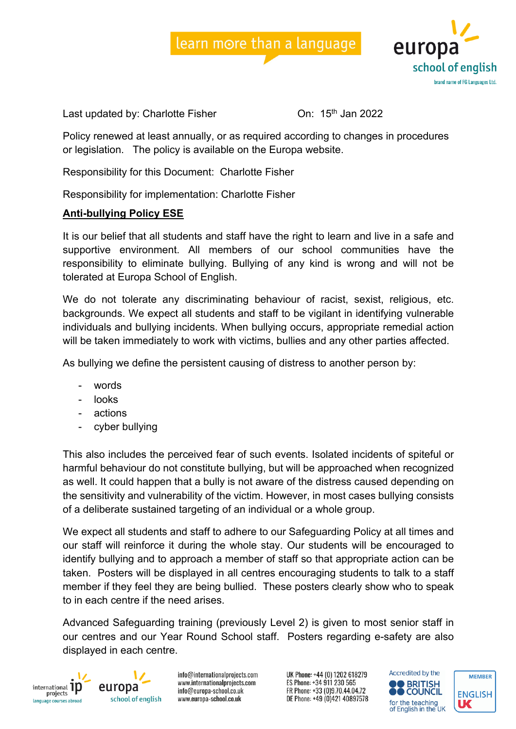Last updated by: Charlotte Fisher On: 15th Jan 2022

Policy renewed at least annually, or as required according to changes in procedures or legislation. The policy is available on the Europa website.

Responsibility for this Document: Charlotte Fisher

Responsibility for implementation: Charlotte Fisher

## **Anti-bullying Policy ESE**

It is our belief that all students and staff have the right to learn and live in a safe and supportive environment. All members of our school communities have the responsibility to eliminate bullying. Bullying of any kind is wrong and will not be tolerated at Europa School of English.

We do not tolerate any discriminating behaviour of racist, sexist, religious, etc. backgrounds. We expect all students and staff to be vigilant in identifying vulnerable individuals and bullying incidents. When bullying occurs, appropriate remedial action will be taken immediately to work with victims, bullies and any other parties affected.

As bullying we define the persistent causing of distress to another person by:

- words
- looks
- actions
- cyber bullying

This also includes the perceived fear of such events. Isolated incidents of spiteful or harmful behaviour do not constitute bullying, but will be approached when recognized as well. It could happen that a bully is not aware of the distress caused depending on the sensitivity and vulnerability of the victim. However, in most cases bullying consists of a deliberate sustained targeting of an individual or a whole group.

We expect all students and staff to adhere to our Safeguarding Policy at all times and our staff will reinforce it during the whole stay. Our students will be encouraged to identify bullying and to approach a member of staff so that appropriate action can be taken. Posters will be displayed in all centres encouraging students to talk to a staff member if they feel they are being bullied. These posters clearly show who to speak to in each centre if the need arises.

Advanced Safeguarding training (previously Level 2) is given to most senior staff in our centres and our Year Round School staff. Posters regarding e-safety are also displayed in each centre.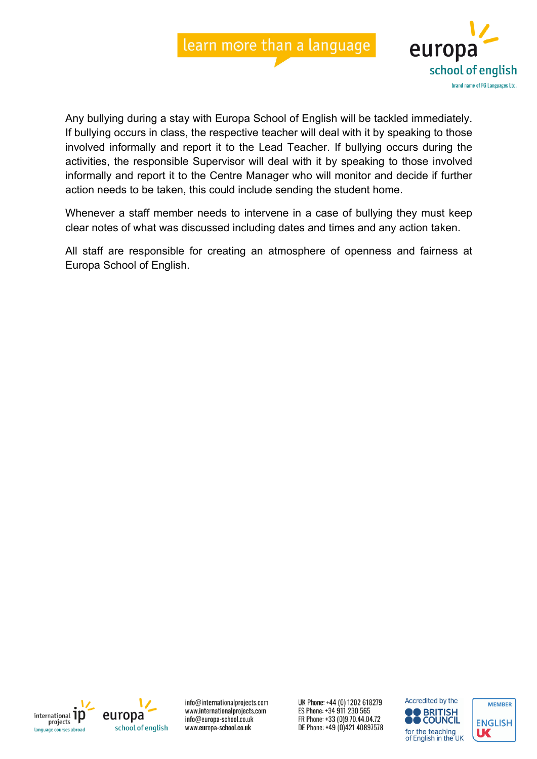Any bullying during a stay with Europa School of English will be tackled immediately. If bullying occurs in class, the respective teacher will deal with it by speaking to those involved informally and report it to the Lead Teacher. If bullying occurs during the activities, the responsible Supervisor will deal with it by speaking to those involved informally and report it to the Centre Manager who will monitor and decide if further action needs to be taken, this could include sending the student home.

Whenever a staff member needs to intervene in a case of bullying they must keep clear notes of what was discussed including dates and times and any action taken.

All staff are responsible for creating an atmosphere of openness and fairness at Europa School of English.